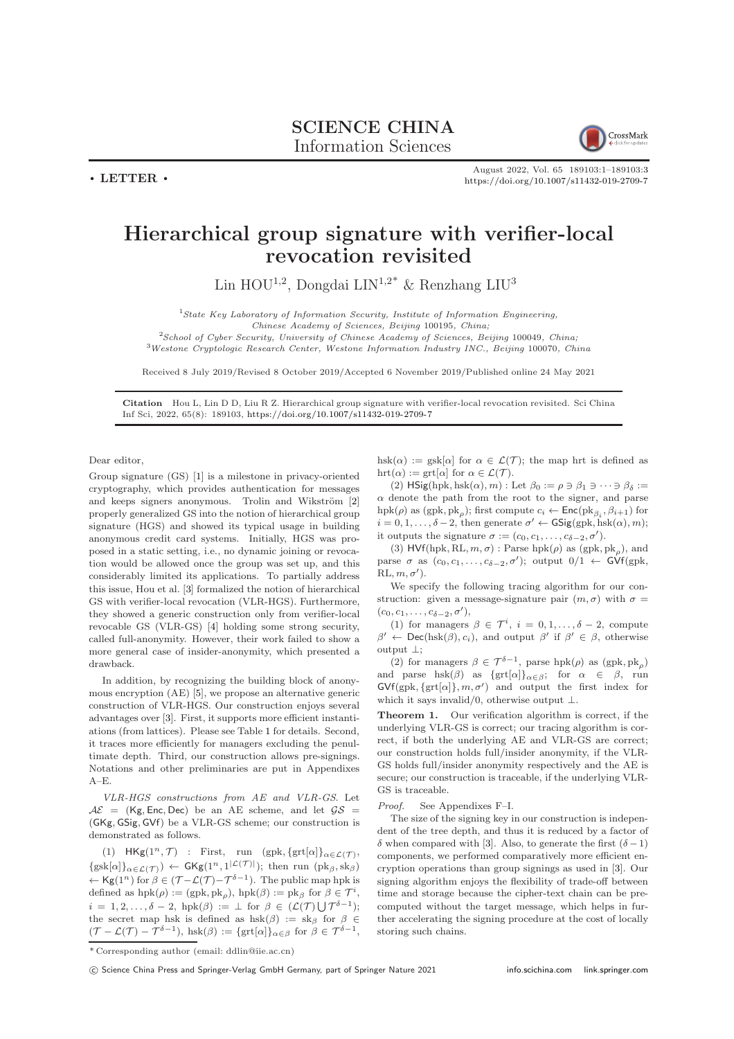**• LETTER •**

# Hierarchical group signature with verifier-local revocation revisited

Lin HOU[1,2], Dongdai LIN[1,2*] & Renzhang LIU[3]

[1] State Key Laboratory of Information Security, Institute of Information Engineering, Chinese Academy of Sciences, Beijing 100195, China;
[2] School of Cyber Security, University of Chinese Academy of Sciences, Beijing 100049, China;
[3] Westone Cryptologic Research Center, Westone Information Industry INC., Beijing 100070, China

Received 8 July 2019/Revised 8 October 2019/Accepted 6 November 2019/Published online 24 May 2021

**Citation** Hou L, Lin D D, Liu R Z. Hierarchical group signature with verifier-local revocation revisited. Sci China Inf Sci, 2022, 65(8): 189103, https://doi.org/10.1007/s11432-019-2709-7

Dear editor,

Group signature (GS) [1] is a milestone in privacy-oriented cryptography, which provides authentication for messages and keeps signers anonymous. Trolin and Wikström [2] properly generalized GS into the notion of hierarchical group signature (HGS) and showed its typical usage in building anonymous credit card systems. Initially, HGS was proposed in a static setting, i.e., no dynamic joining or revocation would be allowed once the group was set up, and this considerably limited its applications. To partially address this issue, Hou et al. [3] formalized the notion of hierarchical GS with verifier-local revocation (VLR-HGS). Furthermore, they showed a generic construction only from verifier-local revocable GS (VLR-GS) [4] holding some strong security, called full-anonymity. However, their work failed to show a more general case of insider-anonymity, which presented a drawback.

In addition, by recognizing the building block of anonymous encryption (AE) [5], we propose an alternative generic construction of VLR-HGS. Our construction enjoys several advantages over [3]. First, it supports more efficient instantiations (from lattices). Please see Table 1 for details. Second, it traces more efficiently for managers excluding the penultimate depth. Third, our construction allows pre-signings. Notations and other preliminaries are put in Appendixes A–E.

*VLR-HGS constructions from AE and VLR-GS.* Let $\mathcal{AE} = (\mathsf{Kg}, \mathsf{Enc}, \mathsf{Dec})$ be an AE scheme, and let $\mathcal{GS} = (\mathsf{GKg}, \mathsf{GSig}, \mathsf{GVf})$ be a VLR-GS scheme; our construction is demonstrated as follows.

(1) $\mathsf{HKg}(1^n, \mathcal{T})$ : First, run $(\text{gpk}, \{\text{grt}[\alpha]\}_{\alpha\in\mathcal{L}(\mathcal{T})}, \{\text{gsk}[\alpha]\}_{\alpha\in\mathcal{L}(\mathcal{T})}) \leftarrow \mathsf{GKg}(1^n, 1^{|\mathcal{L}(\mathcal{T})|})$; then run $(\text{pk}_\beta, \text{sk}_\beta) \leftarrow \mathsf{Kg}(1^n)$ for $\beta \in (\mathcal{T} - \mathcal{L}(\mathcal{T}) - \mathcal{T}^{\delta-1})$. The public map hpk is defined as $\text{hpk}(\rho) := (\text{gpk}, \text{pk}_\rho)$, $\text{hpk}(\beta) := \text{pk}_\beta$ for $\beta \in \mathcal{T}^i$, $i = 1, 2, \ldots, \delta-2$, $\text{hpk}(\beta) := \perp$ for $\beta \in (\mathcal{L}(\mathcal{T}) \bigcup \mathcal{T}^{\delta-1})$; the secret map hsk is defined as $\text{hsk}(\beta) := \text{sk}_\beta$ for $\beta \in (\mathcal{T} - \mathcal{L}(\mathcal{T}) - \mathcal{T}^{\delta-1})$, $\text{hsk}(\beta) := \{\text{grt}[\alpha]\}_{\alpha\in\beta}$ for $\beta \in \mathcal{T}^{\delta-1}$, $\text{hsk}(\alpha) := \text{gsk}[\alpha]$ for $\alpha \in \mathcal{L}(\mathcal{T})$; the map hrt is defined as $\text{hrt}(\alpha) := \text{grt}[\alpha]$ for $\alpha \in \mathcal{L}(\mathcal{T})$.

(2) $\mathsf{HSig}(\text{hpk}, \text{hsk}(\alpha), m)$ : Let $\beta_0 := \rho \ni \beta_1 \ni \cdots \ni \beta_\delta := \alpha$ denote the path from the root to the signer, and parse $\text{hpk}(\rho)$ as $(\text{gpk}, \text{pk}_\rho)$; first compute $c_i \leftarrow \mathsf{Enc}(\text{pk}_{\beta_i}, \beta_{i+1})$ for $i = 0, 1, \ldots, \delta-2$, then generate $\sigma' \leftarrow \mathsf{GSig}(\text{gpk}, \text{hsk}(\alpha), m)$; it outputs the signature $\sigma := (c_0, c_1, \ldots, c_{\delta-2}, \sigma')$.

(3) $\mathsf{HVf}(\text{hpk}, \text{RL}, m, \sigma)$ : Parse $\text{hpk}(\rho)$ as $(\text{gpk}, \text{pk}_\rho)$, and parse $\sigma$ as $(c_0, c_1, \ldots, c_{\delta-2}, \sigma')$; output $0/1 \leftarrow \mathsf{GVf}(\text{gpk}, \text{RL}, m, \sigma')$.

We specify the following tracing algorithm for our construction: given a message-signature pair $(m, \sigma)$ with $\sigma = (c_0, c_1, \ldots, c_{\delta-2}, \sigma')$,

(1) for managers $\beta \in \mathcal{T}^i$, $i = 0, 1, \ldots, \delta-2$, compute $\beta' \leftarrow \mathsf{Dec}(\text{hsk}(\beta), c_i)$, and output $\beta'$ if $\beta' \in \beta$, otherwise output $\perp$;

(2) for managers $\beta \in \mathcal{T}^{\delta-1}$, parse $\text{hpk}(\rho)$ as $(\text{gpk}, \text{pk}_\rho)$ and parse $\text{hsk}(\beta)$ as $\{\text{grt}[\alpha]\}_{\alpha\in\beta}$; for $\alpha \in \beta$, run $\mathsf{GVf}(\text{gpk}, \{\text{grt}[\alpha]\}, m, \sigma')$ and output the first index for which it says invalid/0, otherwise output $\perp$.

**Theorem 1.** Our verification algorithm is correct, if the underlying VLR-GS is correct; our tracing algorithm is correct, if both the underlying AE and VLR-GS are correct; our construction holds full/insider anonymity, if the VLR-GS holds full/insider anonymity respectively and the AE is secure; our construction is traceable, if the underlying VLR-GS is traceable.

*Proof.* See Appendixes F–I.

The size of the signing key in our construction is independent of the tree depth, and thus it is reduced by a factor of $\delta$ when compared with [3]. Also, to generate the first $(\delta-1)$ components, we performed comparatively more efficient encryption operations than group signings as used in [3]. Our signing algorithm enjoys the flexibility of trade-off between time and storage because the cipher-text chain can be pre-computed without the target message, which helps in further accelerating the signing procedure at the cost of locally storing such chains.

*Corresponding author (email: ddlin@iie.ac.cn)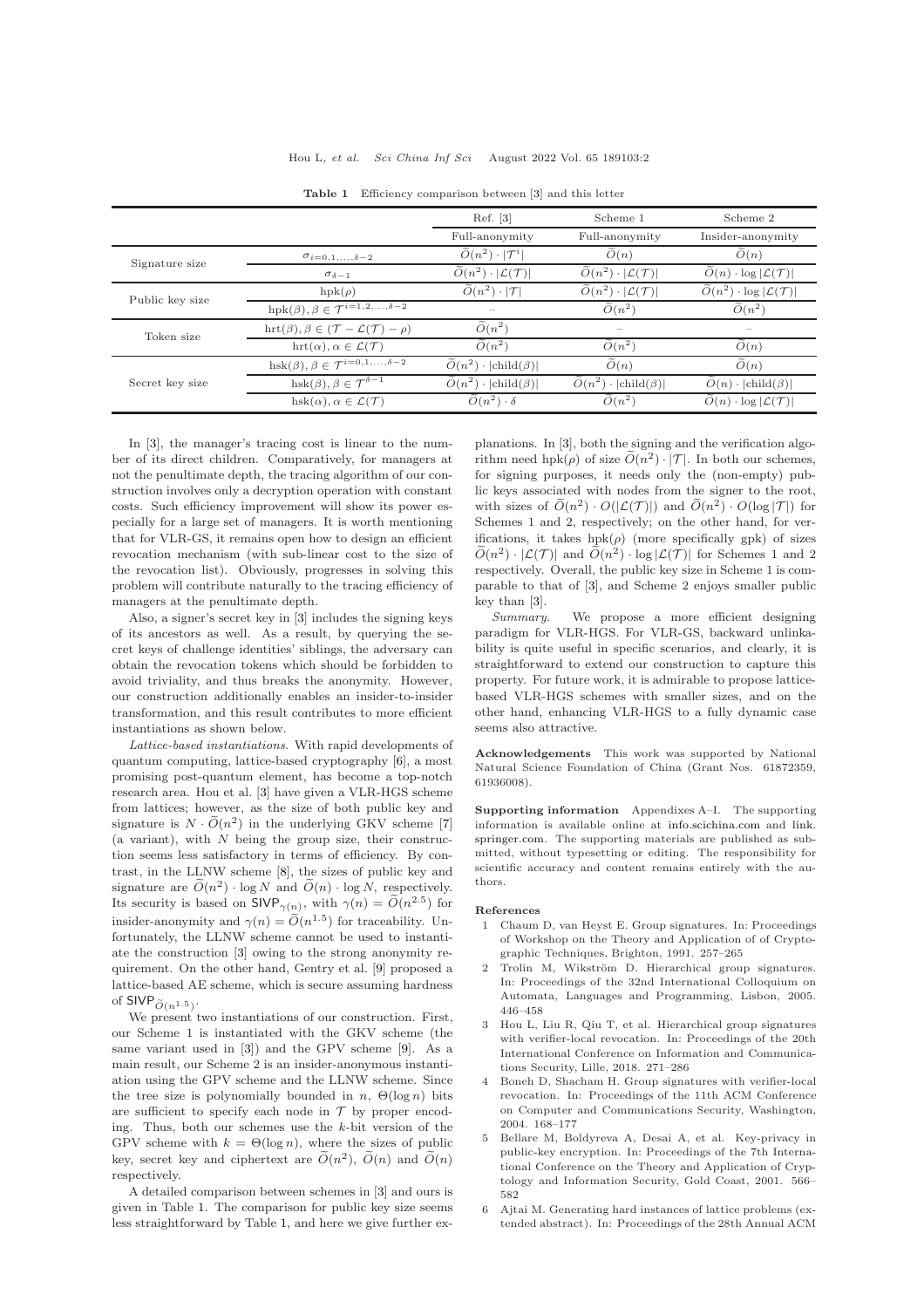**Table 1** Efficiency comparison between [3] and this letter

| | | Ref. [3] | Scheme 1 | Scheme 2 |
|---|---|---|---|---|
| | | Full-anonymity | Full-anonymity | Insider-anonymity |
| Signature size | $\sigma_{i=0,1,\ldots,\delta-2}$ | $\widetilde{O}(n^2)\cdot\lvert\mathcal{T}^i\rvert$ | $\widetilde{O}(n)$ | $\widetilde{O}(n)$ |
| | $\sigma_{\delta-1}$ | $\widetilde{O}(n^2)\cdot\lvert\mathcal{L}(\mathcal{T})\rvert$ | $\widetilde{O}(n^2)\cdot\lvert\mathcal{L}(\mathcal{T})\rvert$ | $\widetilde{O}(n)\cdot\log\lvert\mathcal{L}(\mathcal{T})\rvert$ |
| Public key size | $\mathrm{hpk}(\rho)$ | $\widetilde{O}(n^2)\cdot\lvert\mathcal{T}\rvert$ | $\widetilde{O}(n^2)\cdot\lvert\mathcal{L}(\mathcal{T})\rvert$ | $\widetilde{O}(n^2)\cdot\log\lvert\mathcal{L}(\mathcal{T})\rvert$ |
| | $\mathrm{hpk}(\beta),\beta\in\mathcal{T}^{i=1,2,\ldots,\delta-2}$ | – | $\widetilde{O}(n^2)$ | $\widetilde{O}(n^2)$ |
| Token size | $\mathrm{hrt}(\beta),\beta\in(\mathcal{T}-\mathcal{L}(\mathcal{T})-\rho)$ | $\widetilde{O}(n^2)$ | – | – |
| | $\mathrm{hrt}(\alpha),\alpha\in\mathcal{L}(\mathcal{T})$ | $\widetilde{O}(n^2)$ | $\widetilde{O}(n^2)$ | $\widetilde{O}(n)$ |
| Secret key size | $\mathrm{hsk}(\beta),\beta\in\mathcal{T}^{i=0,1,\ldots,\delta-2}$ | $\widetilde{O}(n^2)\cdot\lvert\mathrm{child}(\beta)\rvert$ | $\widetilde{O}(n)$ | $\widetilde{O}(n)$ |
| | $\mathrm{hsk}(\beta),\beta\in\mathcal{T}^{\delta-1}$ | $\widetilde{O}(n^2)\cdot\lvert\mathrm{child}(\beta)\rvert$ | $\widetilde{O}(n^2)\cdot\lvert\mathrm{child}(\beta)\rvert$ | $\widetilde{O}(n)\cdot\lvert\mathrm{child}(\beta)\rvert$ |
| | $\mathrm{hsk}(\alpha),\alpha\in\mathcal{L}(\mathcal{T})$ | $\widetilde{O}(n^2)\cdot\delta$ | $\widetilde{O}(n^2)$ | $\widetilde{O}(n)\cdot\log\lvert\mathcal{L}(\mathcal{T})\rvert$ |

In [3], the manager's tracing cost is linear to the number of its direct children. Comparatively, for managers at not the penultimate depth, the tracing algorithm of our construction involves only a decryption operation with constant costs. Such efficiency improvement will show its power especially for a large set of managers. It is worth mentioning that for VLR-GS, it remains open how to design an efficient revocation mechanism (with sub-linear cost to the size of the revocation list). Obviously, progresses in solving this problem will contribute naturally to the tracing efficiency of managers at the penultimate depth.

Also, a signer's secret key in [3] includes the signing keys of its ancestors as well. As a result, by querying the secret keys of challenge identities' siblings, the adversary can obtain the revocation tokens which should be forbidden to avoid triviality, and thus breaks the anonymity. However, our construction additionally enables an insider-to-insider transformation, and this result contributes to more efficient instantiations as shown below.

*Lattice-based instantiations.* With rapid developments of quantum computing, lattice-based cryptography [6], a most promising post-quantum element, has become a top-notch research area. Hou et al. [3] have given a VLR-HGS scheme from lattices; however, as the size of both public key and signature is $N\cdot\widetilde{O}(n^2)$ in the underlying GKV scheme [7] (a variant), with $N$ being the group size, their construction seems less satisfactory in terms of efficiency. By contrast, in the LLNW scheme [8], the sizes of public key and signature are $\widetilde{O}(n^2)\cdot\log N$ and $\widetilde{O}(n)\cdot\log N$, respectively. Its security is based on $\mathsf{SIVP}_{\gamma(n)}$, with $\gamma(n)=\widetilde{O}(n^{2.5})$ for insider-anonymity and $\gamma(n)=\widetilde{O}(n^{1.5})$ for traceability. Unfortunately, the LLNW scheme cannot be used to instantiate the construction [3] owing to the strong anonymity requirement. On the other hand, Gentry et al. [9] proposed a lattice-based AE scheme, which is secure assuming hardness of $\mathsf{SIVP}_{\widetilde{O}(n^{1.5})}$.

We present two instantiations of our construction. First, our Scheme 1 is instantiated with the GKV scheme (the same variant used in [3]) and the GPV scheme [9]. As a main result, our Scheme 2 is an insider-anonymous instantiation using the GPV scheme and the LLNW scheme. Since the tree size is polynomially bounded in $n$, $\Theta(\log n)$ bits are sufficient to specify each node in $\mathcal{T}$ by proper encoding. Thus, both our schemes use the $k$-bit version of the GPV scheme with $k=\Theta(\log n)$, where the sizes of public key, secret key and ciphertext are $\widetilde{O}(n^2)$, $\widetilde{O}(n)$ and $\widetilde{O}(n)$ respectively.

A detailed comparison between schemes in [3] and ours is given in Table 1. The comparison for public key size seems less straightforward by Table 1, and here we give further explanations. In [3], both the signing and the verification algorithm need $\mathrm{hpk}(\rho)$ of size $\widetilde{O}(n^2)\cdot\lvert\mathcal{T}\rvert$. In both our schemes, for signing purposes, it needs only the (non-empty) public keys associated with nodes from the signer to the root, with sizes of $\widetilde{O}(n^2)\cdot O(\lvert\mathcal{L}(\mathcal{T})\rvert)$ and $\widetilde{O}(n^2)\cdot O(\log\lvert\mathcal{T}\rvert)$ for Schemes 1 and 2, respectively; on the other hand, for verifications, it takes $\mathrm{hpk}(\rho)$ (more specifically gpk) of sizes $\widetilde{O}(n^2)\cdot\lvert\mathcal{L}(\mathcal{T})\rvert$ and $\widetilde{O}(n^2)\cdot\log\lvert\mathcal{L}(\mathcal{T})\rvert$ for Schemes 1 and 2 respectively. Overall, the public key size in Scheme 1 is comparable to that of [3], and Scheme 2 enjoys smaller public key than [3].

*Summary.* We propose a more efficient designing paradigm for VLR-HGS. For VLR-GS, backward unlinkability is quite useful in specific scenarios, and clearly, it is straightforward to extend our construction to capture this property. For future work, it is admirable to propose lattice-based VLR-HGS schemes with smaller sizes, and on the other hand, enhancing VLR-HGS to a fully dynamic case seems also attractive.

**Acknowledgements** This work was supported by National Natural Science Foundation of China (Grant Nos. 61872359, 61936008).

**Supporting information** Appendixes A–I. The supporting information is available online at info.scichina.com and link.springer.com. The supporting materials are published as submitted, without typesetting or editing. The responsibility for scientific accuracy and content remains entirely with the authors.

## References

1. Chaum D, van Heyst E. Group signatures. In: Proceedings of Workshop on the Theory and Application of of Cryptographic Techniques, Brighton, 1991. 257–265
2. Trolin M, Wikström D. Hierarchical group signatures. In: Proceedings of the 32nd International Colloquium on Automata, Languages and Programming, Lisbon, 2005. 446–458
3. Hou L, Liu R, Qiu T, et al. Hierarchical group signatures with verifier-local revocation. In: Proceedings of the 20th International Conference on Information and Communications Security, Lille, 2018. 271–286
4. Boneh D, Shacham H. Group signatures with verifier-local revocation. In: Proceedings of the 11th ACM Conference on Computer and Communications Security, Washington, 2004. 168–177
5. Bellare M, Boldyreva A, Desai A, et al. Key-privacy in public-key encryption. In: Proceedings of the 7th International Conference on the Theory and Application of Cryptology and Information Security, Gold Coast, 2001. 566–582
6. Ajtai M. Generating hard instances of lattice problems (extended abstract). In: Proceedings of the 28th Annual ACM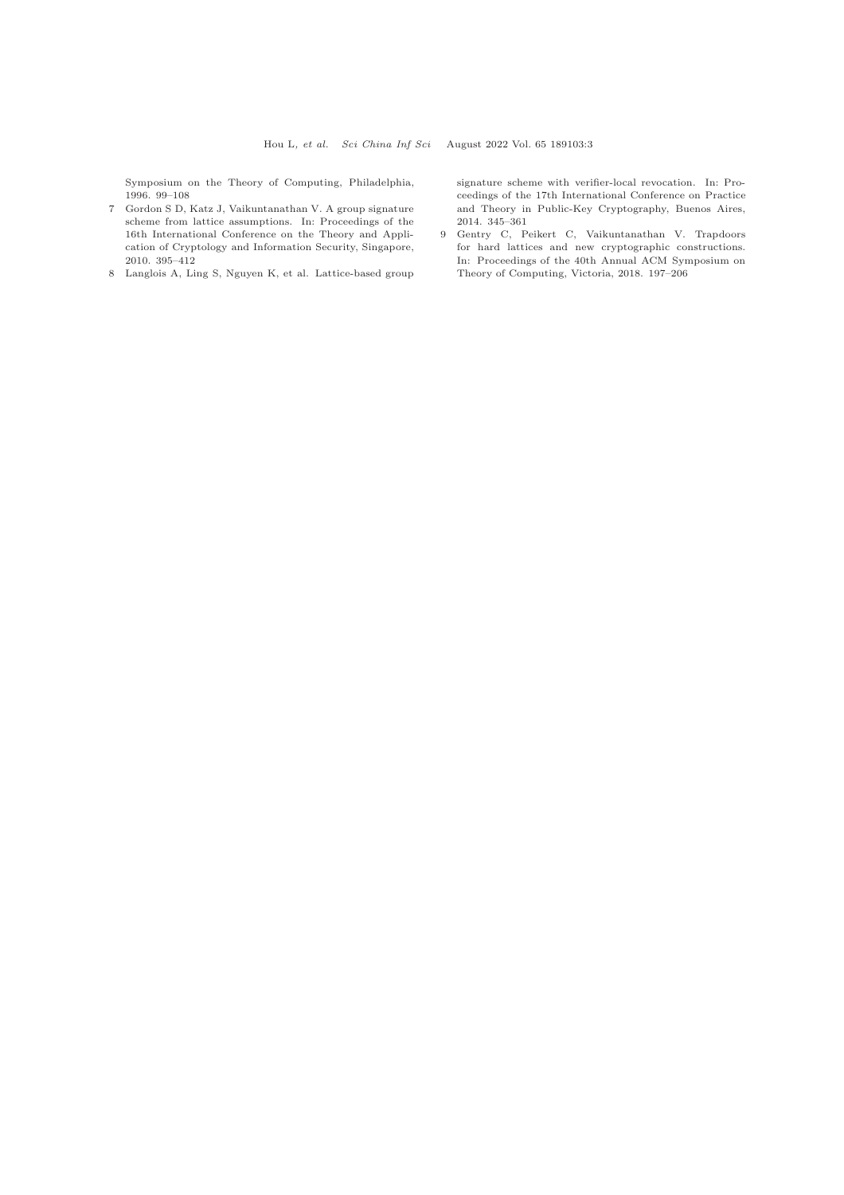Symposium on the Theory of Computing, Philadelphia, 1996. 99–108

7 Gordon S D, Katz J, Vaikuntanathan V. A group signature scheme from lattice assumptions. In: Proceedings of the 16th International Conference on the Theory and Application of Cryptology and Information Security, Singapore, 2010. 395–412

8 Langlois A, Ling S, Nguyen K, et al. Lattice-based group signature scheme with verifier-local revocation. In: Proceedings of the 17th International Conference on Practice and Theory in Public-Key Cryptography, Buenos Aires, 2014. 345–361

9 Gentry C, Peikert C, Vaikuntanathan V. Trapdoors for hard lattices and new cryptographic constructions. In: Proceedings of the 40th Annual ACM Symposium on Theory of Computing, Victoria, 2018. 197–206